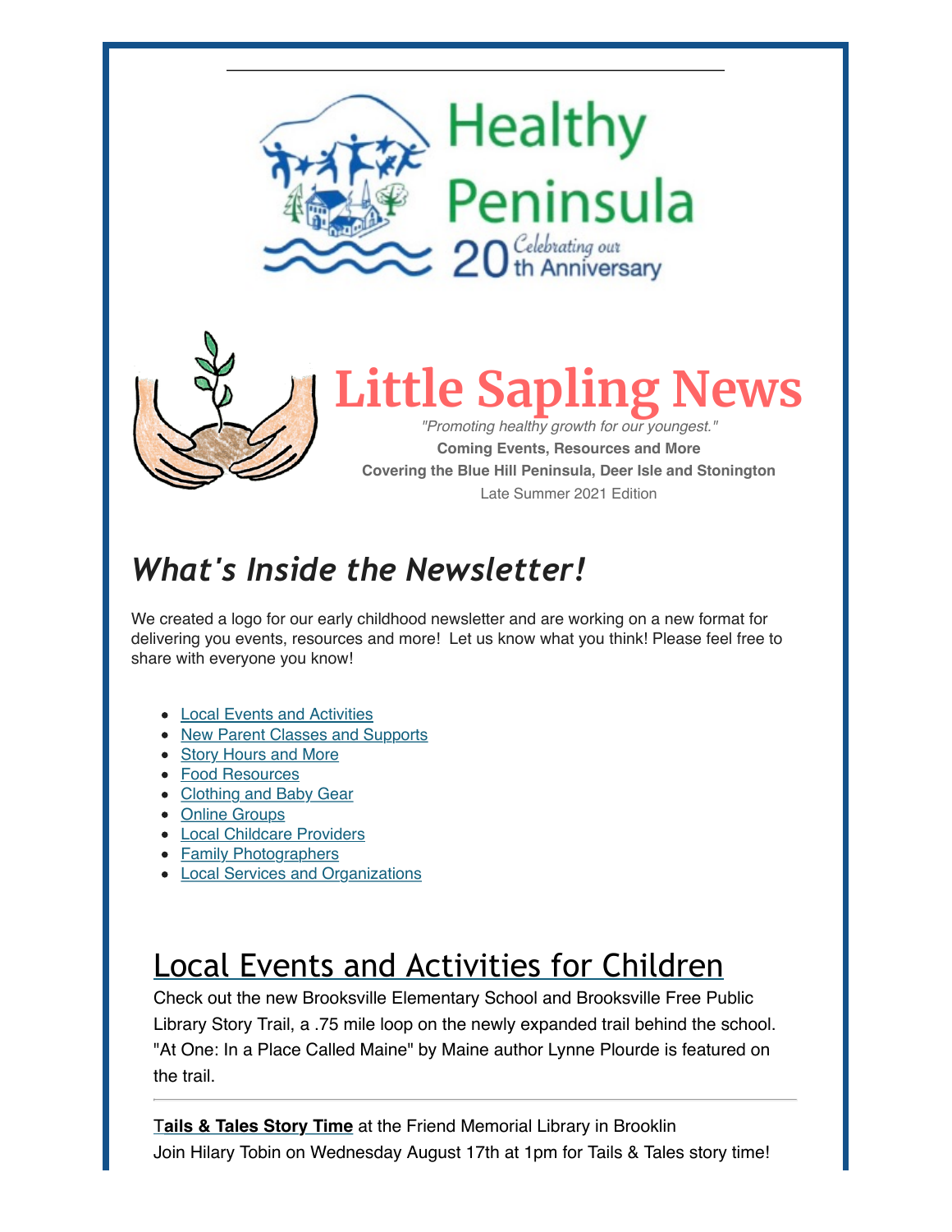Healthy Peninsula

Celebrating our 20th Anniversary

# Little Sapling News

*"Promoting healthy growth for our youngest."*

**Coming Events, Resources and More**

**Covering the Blue Hill Peninsula, Deer Isle and Stonington**

Late Summer 2021 Edition

## *What's Inside the Newsletter!*

We created a logo for our early childhood newsletter and are working on a new format for delivering you events, resources and more! Let us know what you think! Please feel free to share with everyone you know!

- Local Events and Activities
- New Parent Classes and Supports
- Story Hours and More
- Food Resources
- Clothing and Baby Gear
- Online Groups
- Local Childcare Providers
- Family Photographers
- Local Services and Organizations

## Local Events and Activities for Children

Check out the new Brooksville Elementary School and Brooksville Free Public Library Story Trail, a .75 mile loop on the newly expanded trail behind the school. "At One: In a Place Called Maine" by Maine author Lynne Plourde is featured on the trail.

---

**Tails & Tales Story Time** at the Friend Memorial Library in Brooklin

Join Hilary Tobin on Wednesday August 17th at 1pm for Tails & Tales story time!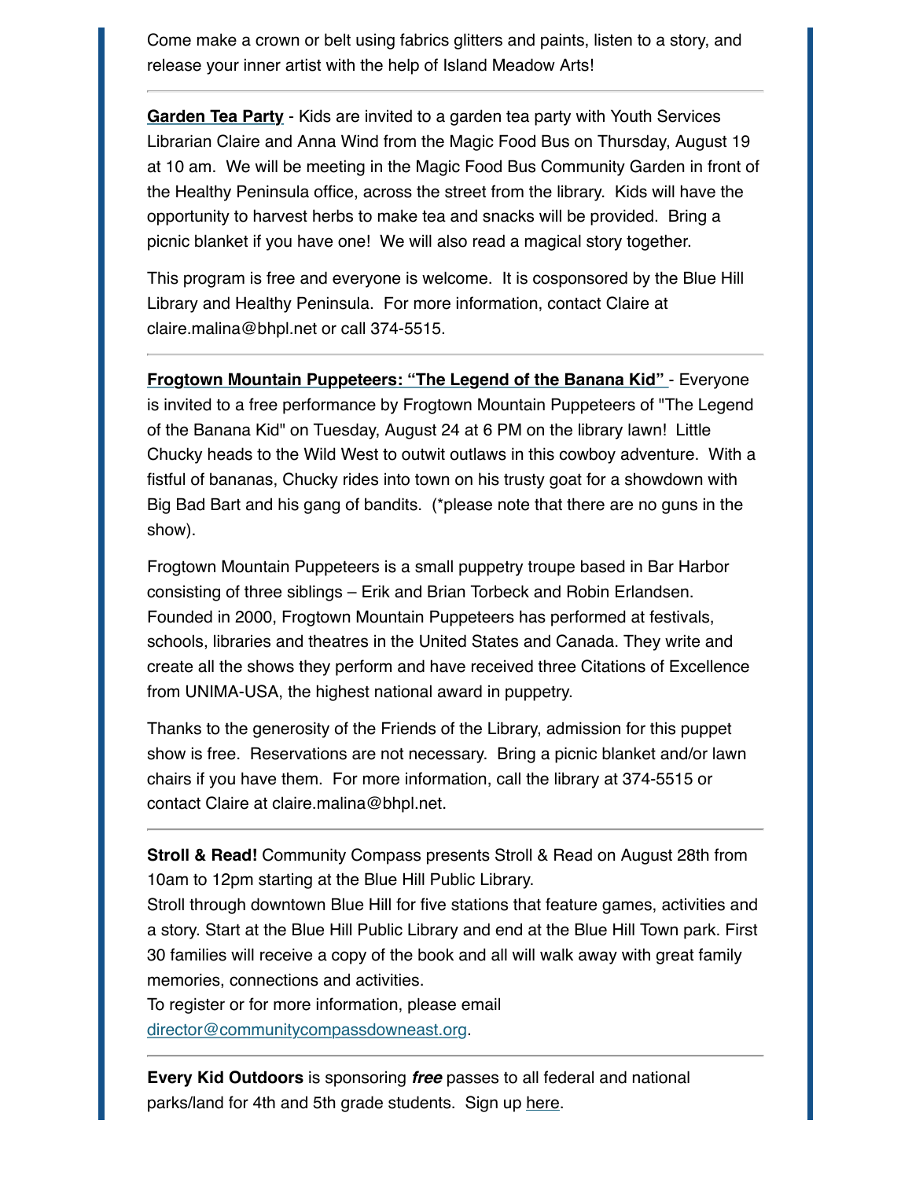Come make a crown or belt using fabrics glitters and paints, listen to a story, and release your inner artist with the help of Island Meadow Arts!

---

**Garden Tea Party** - Kids are invited to a garden tea party with Youth Services Librarian Claire and Anna Wind from the Magic Food Bus on Thursday, August 19 at 10 am.  We will be meeting in the Magic Food Bus Community Garden in front of the Healthy Peninsula office, across the street from the library.  Kids will have the opportunity to harvest herbs to make tea and snacks will be provided.  Bring a picnic blanket if you have one!  We will also read a magical story together.

This program is free and everyone is welcome.  It is cosponsored by the Blue Hill Library and Healthy Peninsula.  For more information, contact Claire at claire.malina@bhpl.net or call 374-5515.

---

**Frogtown Mountain Puppeteers: "The Legend of the Banana Kid"** - Everyone is invited to a free performance by Frogtown Mountain Puppeteers of "The Legend of the Banana Kid" on Tuesday, August 24 at 6 PM on the library lawn!  Little Chucky heads to the Wild West to outwit outlaws in this cowboy adventure.  With a fistful of bananas, Chucky rides into town on his trusty goat for a showdown with Big Bad Bart and his gang of bandits.  (*please note that there are no guns in the show).

Frogtown Mountain Puppeteers is a small puppetry troupe based in Bar Harbor consisting of three siblings – Erik and Brian Torbeck and Robin Erlandsen. Founded in 2000, Frogtown Mountain Puppeteers has performed at festivals, schools, libraries and theatres in the United States and Canada. They write and create all the shows they perform and have received three Citations of Excellence from UNIMA-USA, the highest national award in puppetry.

Thanks to the generosity of the Friends of the Library, admission for this puppet show is free.  Reservations are not necessary.  Bring a picnic blanket and/or lawn chairs if you have them.  For more information, call the library at 374-5515 or contact Claire at claire.malina@bhpl.net.

---

**Stroll & Read!** Community Compass presents Stroll & Read on August 28th from 10am to 12pm starting at the Blue Hill Public Library.
Stroll through downtown Blue Hill for five stations that feature games, activities and a story. Start at the Blue Hill Public Library and end at the Blue Hill Town park. First 30 families will receive a copy of the book and all will walk away with great family memories, connections and activities.
To register or for more information, please email director@communitycompassdowneast.org.

---

**Every Kid Outdoors** is sponsoring ***free*** passes to all federal and national parks/land for 4th and 5th grade students.  Sign up here.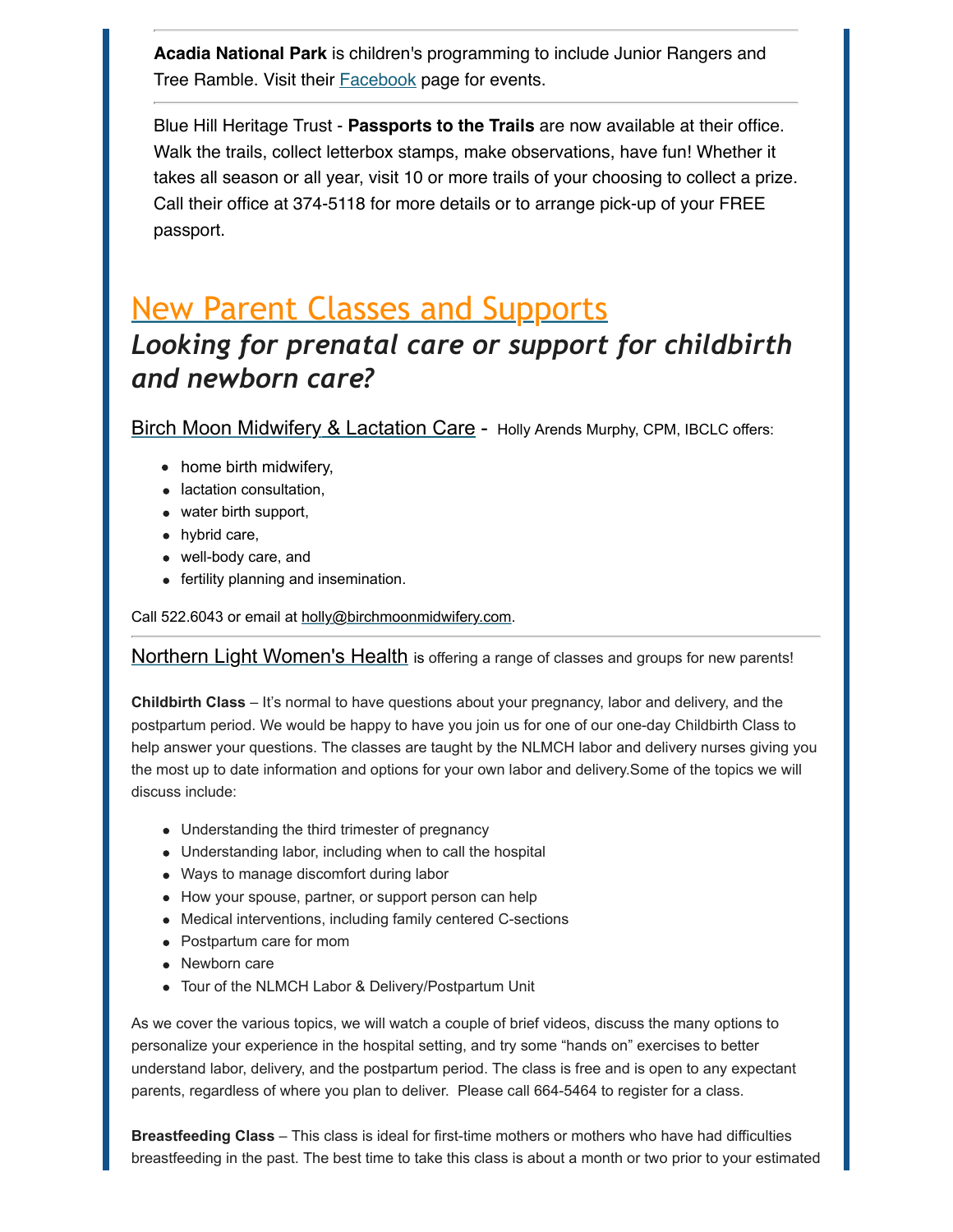**Acadia National Park** is children's programming to include Junior Rangers and Tree Ramble. Visit their Facebook page for events.

---

Blue Hill Heritage Trust - **Passports to the Trails** are now available at their office. Walk the trails, collect letterbox stamps, make observations, have fun! Whether it takes all season or all year, visit 10 or more trails of your choosing to collect a prize. Call their office at 374-5118 for more details or to arrange pick-up of your FREE passport.

# New Parent Classes and Supports

## *Looking for prenatal care or support for childbirth and newborn care?*

Birch Moon Midwifery & Lactation Care - Holly Arends Murphy, CPM, IBCLC offers:

- home birth midwifery,
- lactation consultation,
- water birth support,
- hybrid care,
- well-body care, and
- fertility planning and insemination.

Call 522.6043 or email at holly@birchmoonmidwifery.com.

---

Northern Light Women's Health is offering a range of classes and groups for new parents!

**Childbirth Class** – It's normal to have questions about your pregnancy, labor and delivery, and the postpartum period. We would be happy to have you join us for one of our one-day Childbirth Class to help answer your questions. The classes are taught by the NLMCH labor and delivery nurses giving you the most up to date information and options for your own labor and delivery.Some of the topics we will discuss include:

- Understanding the third trimester of pregnancy
- Understanding labor, including when to call the hospital
- Ways to manage discomfort during labor
- How your spouse, partner, or support person can help
- Medical interventions, including family centered C-sections
- Postpartum care for mom
- Newborn care
- Tour of the NLMCH Labor & Delivery/Postpartum Unit

As we cover the various topics, we will watch a couple of brief videos, discuss the many options to personalize your experience in the hospital setting, and try some "hands on" exercises to better understand labor, delivery, and the postpartum period. The class is free and is open to any expectant parents, regardless of where you plan to deliver. Please call 664-5464 to register for a class.

**Breastfeeding Class** – This class is ideal for first-time mothers or mothers who have had difficulties breastfeeding in the past. The best time to take this class is about a month or two prior to your estimated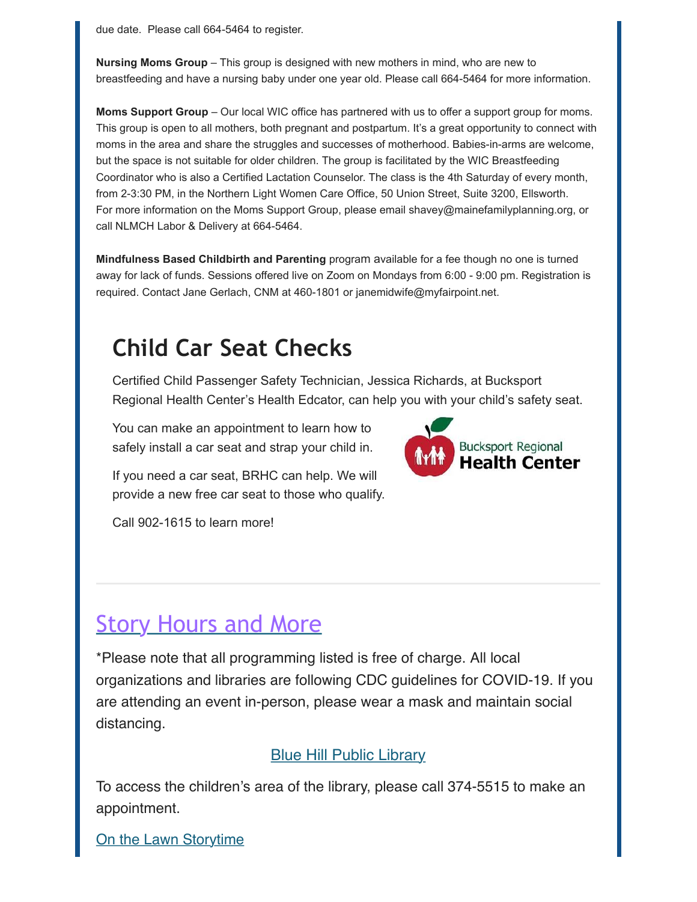due date. Please call 664-5464 to register.

**Nursing Moms Group** – This group is designed with new mothers in mind, who are new to breastfeeding and have a nursing baby under one year old. Please call 664-5464 for more information.

**Moms Support Group** – Our local WIC office has partnered with us to offer a support group for moms. This group is open to all mothers, both pregnant and postpartum. It's a great opportunity to connect with moms in the area and share the struggles and successes of motherhood. Babies-in-arms are welcome, but the space is not suitable for older children. The group is facilitated by the WIC Breastfeeding Coordinator who is also a Certified Lactation Counselor. The class is the 4th Saturday of every month, from 2-3:30 PM, in the Northern Light Women Care Office, 50 Union Street, Suite 3200, Ellsworth. For more information on the Moms Support Group, please email shavey@mainefamilyplanning.org, or call NLMCH Labor & Delivery at 664-5464.

**Mindfulness Based Childbirth and Parenting** program available for a fee though no one is turned away for lack of funds. Sessions offered live on Zoom on Mondays from 6:00 - 9:00 pm. Registration is required. Contact Jane Gerlach, CNM at 460-1801 or janemidwife@myfairpoint.net.

## Child Car Seat Checks

Certified Child Passenger Safety Technician, Jessica Richards, at Bucksport Regional Health Center's Health Edcator, can help you with your child's safety seat.

You can make an appointment to learn how to safely install a car seat and strap your child in.

If you need a car seat, BRHC can help. We will provide a new free car seat to those who qualify.

Call 902-1615 to learn more!

Bucksport Regional Health Center

---

## Story Hours and More

*Please note that all programming listed is free of charge. All local organizations and libraries are following CDC guidelines for COVID-19. If you are attending an event in-person, please wear a mask and maintain social distancing.

### Blue Hill Public Library

To access the children's area of the library, please call 374-5515 to make an appointment.

On the Lawn Storytime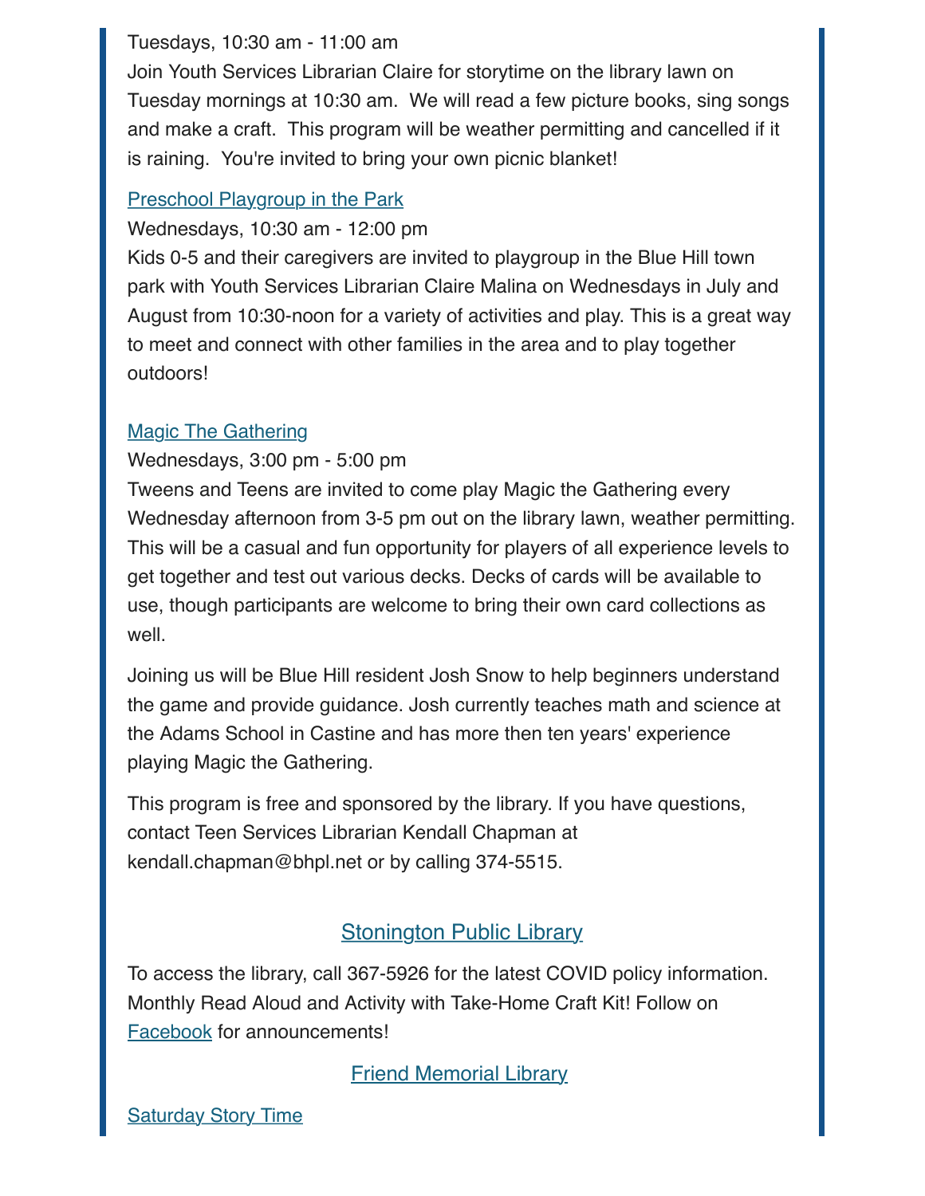Tuesdays, 10:30 am - 11:00 am
Join Youth Services Librarian Claire for storytime on the library lawn on Tuesday mornings at 10:30 am. We will read a few picture books, sing songs and make a craft. This program will be weather permitting and cancelled if it is raining. You're invited to bring your own picnic blanket!

[Preschool Playgroup in the Park]

Wednesdays, 10:30 am - 12:00 pm
Kids 0-5 and their caregivers are invited to playgroup in the Blue Hill town park with Youth Services Librarian Claire Malina on Wednesdays in July and August from 10:30-noon for a variety of activities and play. This is a great way to meet and connect with other families in the area and to play together outdoors!

[Magic The Gathering]

Wednesdays, 3:00 pm - 5:00 pm
Tweens and Teens are invited to come play Magic the Gathering every Wednesday afternoon from 3-5 pm out on the library lawn, weather permitting. This will be a casual and fun opportunity for players of all experience levels to get together and test out various decks. Decks of cards will be available to use, though participants are welcome to bring their own card collections as well.

Joining us will be Blue Hill resident Josh Snow to help beginners understand the game and provide guidance. Josh currently teaches math and science at the Adams School in Castine and has more then ten years' experience playing Magic the Gathering.

This program is free and sponsored by the library. If you have questions, contact Teen Services Librarian Kendall Chapman at kendall.chapman@bhpl.net or by calling 374-5515.

## Stonington Public Library

To access the library, call 367-5926 for the latest COVID policy information. Monthly Read Aloud and Activity with Take-Home Craft Kit! Follow on Facebook for announcements!

## Friend Memorial Library

[Saturday Story Time]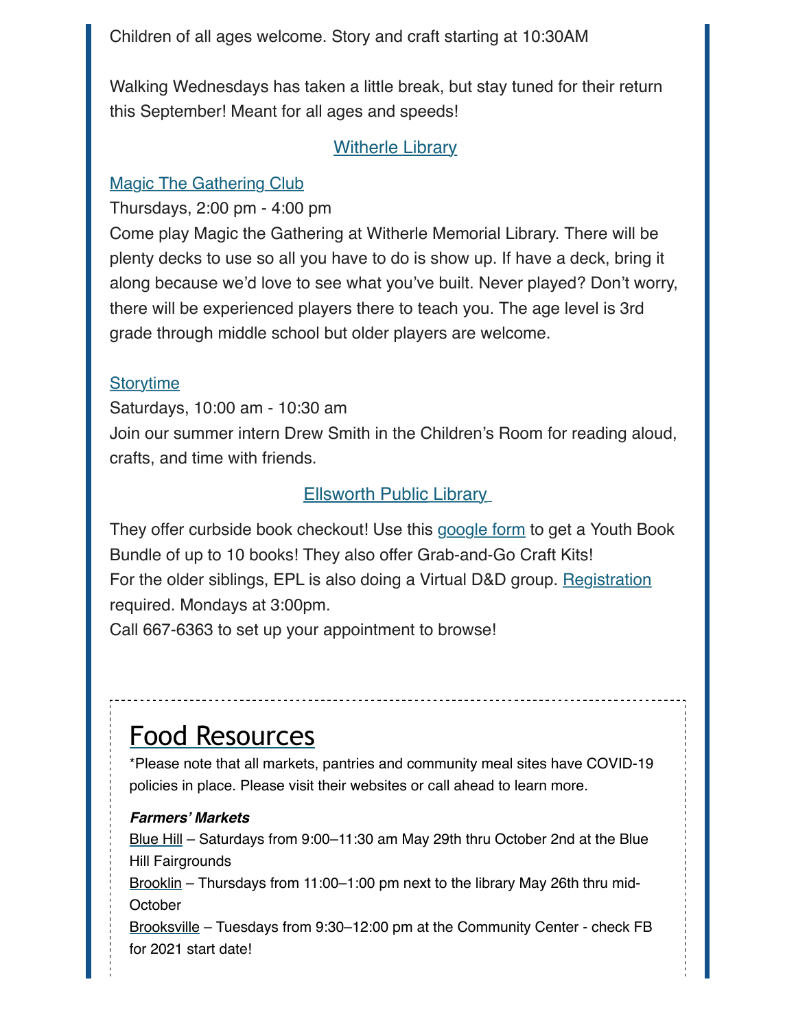Children of all ages welcome. Story and craft starting at 10:30AM

Walking Wednesdays has taken a little break, but stay tuned for their return this September! Meant for all ages and speeds!

### Witherle Library

**Magic The Gathering Club**

Thursdays, 2:00 pm - 4:00 pm

Come play Magic the Gathering at Witherle Memorial Library. There will be plenty decks to use so all you have to do is show up. If have a deck, bring it along because we'd love to see what you've built. Never played? Don't worry, there will be experienced players there to teach you. The age level is 3rd grade through middle school but older players are welcome.

**Storytime**

Saturdays, 10:00 am - 10:30 am

Join our summer intern Drew Smith in the Children's Room for reading aloud, crafts, and time with friends.

### Ellsworth Public Library

They offer curbside book checkout! Use this google form to get a Youth Book Bundle of up to 10 books! They also offer Grab-and-Go Craft Kits!
For the older siblings, EPL is also doing a Virtual D&D group. Registration required. Mondays at 3:00pm.
Call 667-6363 to set up your appointment to browse!

## Food Resources

*Please note that all markets, pantries and community meal sites have COVID-19 policies in place. Please visit their websites or call ahead to learn more.

***Farmers' Markets***

Blue Hill – Saturdays from 9:00–11:30 am May 29th thru October 2nd at the Blue Hill Fairgrounds
Brooklin – Thursdays from 11:00–1:00 pm next to the library May 26th thru mid-October
Brooksville – Tuesdays from 9:30–12:00 pm at the Community Center - check FB for 2021 start date!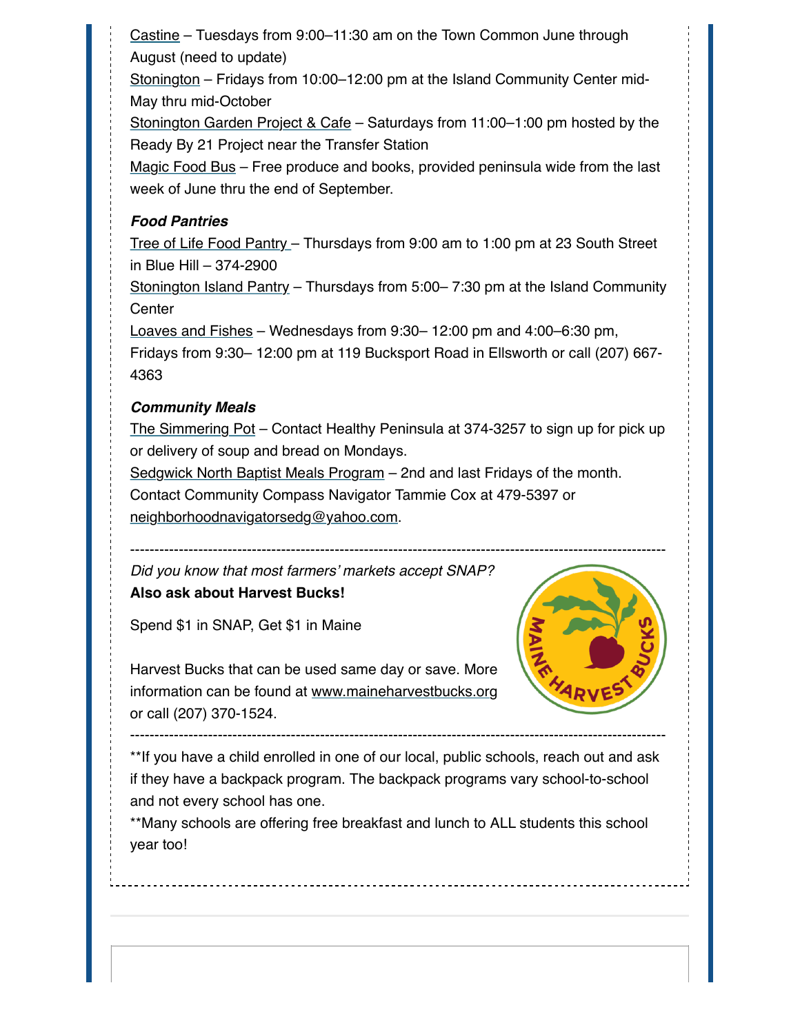Castine – Tuesdays from 9:00–11:30 am on the Town Common June through August (need to update)
Stonington – Fridays from 10:00–12:00 pm at the Island Community Center mid-May thru mid-October
Stonington Garden Project & Cafe – Saturdays from 11:00–1:00 pm hosted by the Ready By 21 Project near the Transfer Station
Magic Food Bus – Free produce and books, provided peninsula wide from the last week of June thru the end of September.

***Food Pantries***

Tree of Life Food Pantry – Thursdays from 9:00 am to 1:00 pm at 23 South Street in Blue Hill – 374-2900
Stonington Island Pantry – Thursdays from 5:00– 7:30 pm at the Island Community Center
Loaves and Fishes – Wednesdays from 9:30– 12:00 pm and 4:00–6:30 pm, Fridays from 9:30– 12:00 pm at 119 Bucksport Road in Ellsworth or call (207) 667-4363

***Community Meals***

The Simmering Pot – Contact Healthy Peninsula at 374-3257 to sign up for pick up or delivery of soup and bread on Mondays.
Sedgwick North Baptist Meals Program – 2nd and last Fridays of the month. Contact Community Compass Navigator Tammie Cox at 479-5397 or neighborhoodnavigatorsedg@yahoo.com.

---

*Did you know that most farmers' markets accept SNAP?*
**Also ask about Harvest Bucks!**

Spend $1 in SNAP, Get $1 in Maine

Harvest Bucks that can be used same day or save. More information can be found at www.maineharvestbucks.org or call (207) 370-1524.

---

**If you have a child enrolled in one of our local, public schools, reach out and ask if they have a backpack program. The backpack programs vary school-to-school and not every school has one.
**Many schools are offering free breakfast and lunch to ALL students this school year too!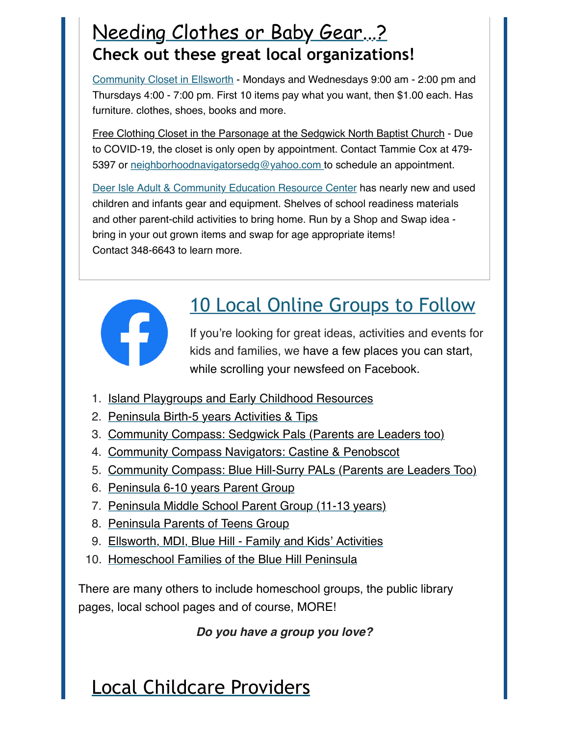## Needing Clothes or Baby Gear...?

### Check out these great local organizations!

Community Closet in Ellsworth - Mondays and Wednesdays 9:00 am - 2:00 pm and Thursdays 4:00 - 7:00 pm. First 10 items pay what you want, then $1.00 each. Has furniture. clothes, shoes, books and more.

Free Clothing Closet in the Parsonage at the Sedgwick North Baptist Church - Due to COVID-19, the closet is only open by appointment. Contact Tammie Cox at 479-5397 or neighborhoodnavigatorsedg@yahoo.com to schedule an appointment.

Deer Isle Adult & Community Education Resource Center has nearly new and used children and infants gear and equipment. Shelves of school readiness materials and other parent-child activities to bring home. Run by a Shop and Swap idea - bring in your out grown items and swap for age appropriate items!
Contact 348-6643 to learn more.

## 10 Local Online Groups to Follow

If you're looking for great ideas, activities and events for kids and families, we have a few places you can start, while scrolling your newsfeed on Facebook.

1. Island Playgroups and Early Childhood Resources
2. Peninsula Birth-5 years Activities & Tips
3. Community Compass: Sedgwick Pals (Parents are Leaders too)
4. Community Compass Navigators: Castine & Penobscot
5. Community Compass: Blue Hill-Surry PALs (Parents are Leaders Too)
6. Peninsula 6-10 years Parent Group
7. Peninsula Middle School Parent Group (11-13 years)
8. Peninsula Parents of Teens Group
9. Ellsworth, MDI, Blue Hill - Family and Kids' Activities
10. Homeschool Families of the Blue Hill Peninsula

There are many others to include homeschool groups, the public library pages, local school pages and of course, MORE!

***Do you have a group you love?***

## Local Childcare Providers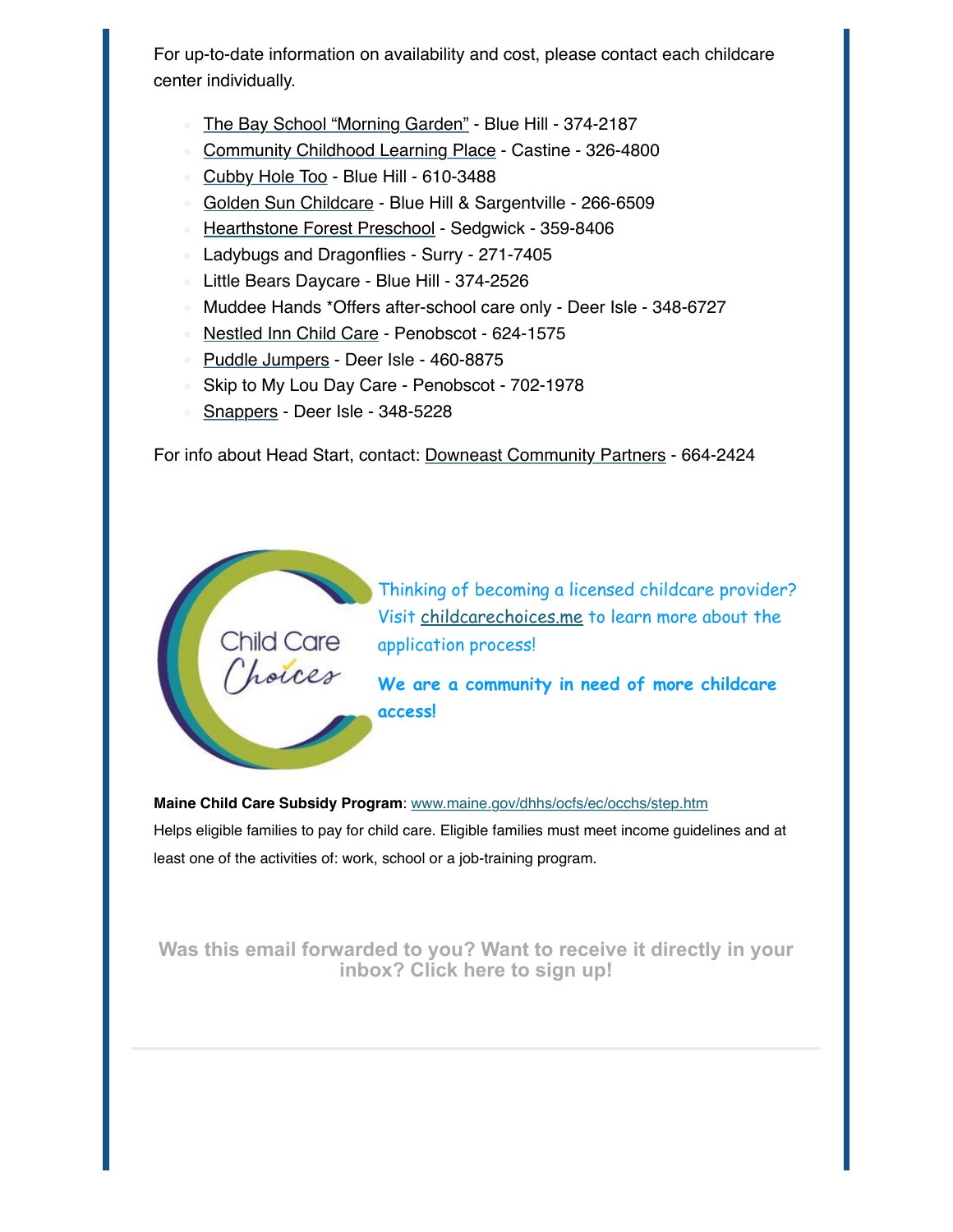For up-to-date information on availability and cost, please contact each childcare center individually.

- The Bay School "Morning Garden" - Blue Hill - 374-2187
- Community Childhood Learning Place - Castine - 326-4800
- Cubby Hole Too - Blue Hill - 610-3488
- Golden Sun Childcare - Blue Hill & Sargentville - 266-6509
- Hearthstone Forest Preschool - Sedgwick - 359-8406
- Ladybugs and Dragonflies - Surry - 271-7405
- Little Bears Daycare - Blue Hill - 374-2526
- Muddee Hands *Offers after-school care only - Deer Isle - 348-6727
- Nestled Inn Child Care - Penobscot - 624-1575
- Puddle Jumpers - Deer Isle - 460-8875
- Skip to My Lou Day Care - Penobscot - 702-1978
- Snappers - Deer Isle - 348-5228

For info about Head Start, contact: Downeast Community Partners - 664-2424

Child Care Choices

Thinking of becoming a licensed childcare provider? Visit childcarechoices.me to learn more about the application process!

**We are a community in need of more childcare access!**

**Maine Child Care Subsidy Program**: www.maine.gov/dhhs/ocfs/ec/occhs/step.htm
Helps eligible families to pay for child care. Eligible families must meet income guidelines and at least one of the activities of: work, school or a job-training program.

**Was this email forwarded to you? Want to receive it directly in your inbox? Click here to sign up!**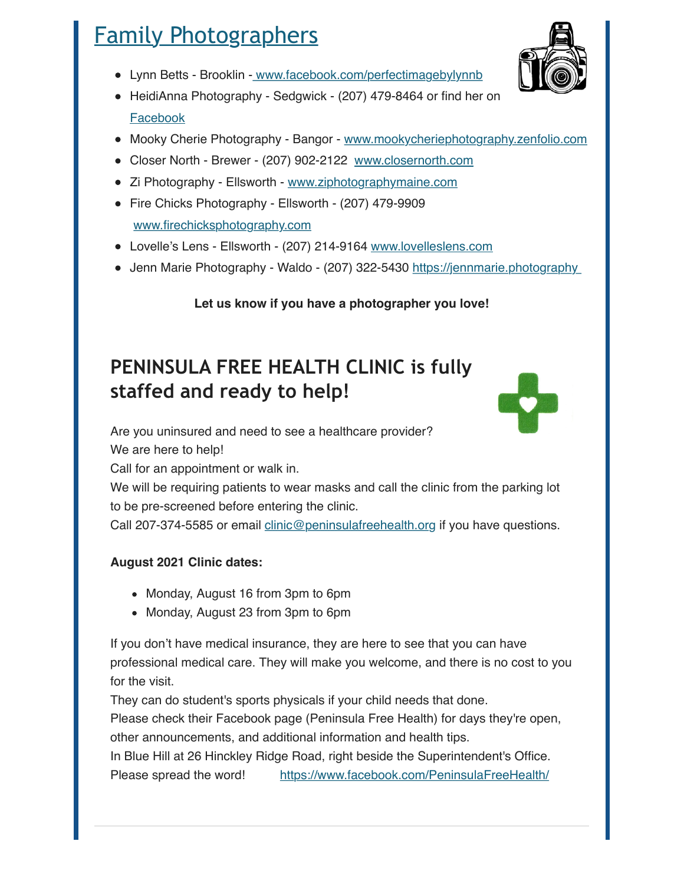## Family Photographers

- Lynn Betts - Brooklin - www.facebook.com/perfectimagebylynnb
- HeidiAnna Photography - Sedgwick - (207) 479-8464 or find her on Facebook
- Mooky Cherie Photography - Bangor - www.mookycheriephotography.zenfolio.com
- Closer North - Brewer - (207) 902-2122 www.closernorth.com
- Zi Photography - Ellsworth - www.ziphotographymaine.com
- Fire Chicks Photography - Ellsworth - (207) 479-9909 www.firechicksphotography.com
- Lovelle's Lens - Ellsworth - (207) 214-9164 www.lovelleslens.com
- Jenn Marie Photography - Waldo - (207) 322-5430 https://jennmarie.photography

**Let us know if you have a photographer you love!**

## PENINSULA FREE HEALTH CLINIC is fully staffed and ready to help!

Are you uninsured and need to see a healthcare provider?
We are here to help!
Call for an appointment or walk in.
We will be requiring patients to wear masks and call the clinic from the parking lot to be pre-screened before entering the clinic.
Call 207-374-5585 or email clinic@peninsulafreehealth.org if you have questions.

**August 2021 Clinic dates:**

- Monday, August 16 from 3pm to 6pm
- Monday, August 23 from 3pm to 6pm

If you don't have medical insurance, they are here to see that you can have professional medical care. They will make you welcome, and there is no cost to you for the visit.
They can do student's sports physicals if your child needs that done.
Please check their Facebook page (Peninsula Free Health) for days they're open, other announcements, and additional information and health tips.
In Blue Hill at 26 Hinckley Ridge Road, right beside the Superintendent's Office.
Please spread the word! https://www.facebook.com/PeninsulaFreeHealth/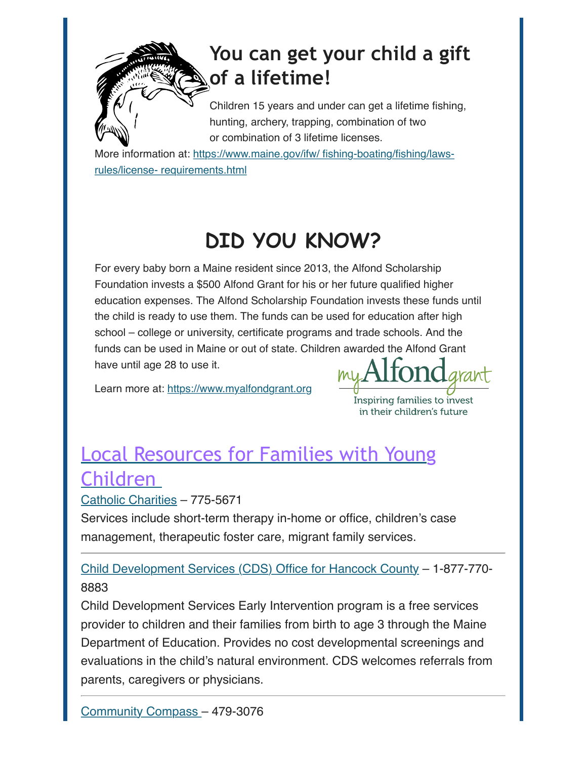## You can get your child a gift of a lifetime!

Children 15 years and under can get a lifetime fishing, hunting, archery, trapping, combination of two or combination of 3 lifetime licenses.

More information at: https://www.maine.gov/ifw/ fishing-boating/fishing/laws-rules/license- requirements.html

## DID YOU KNOW?

For every baby born a Maine resident since 2013, the Alfond Scholarship Foundation invests a $500 Alfond Grant for his or her future qualified higher education expenses. The Alfond Scholarship Foundation invests these funds until the child is ready to use them. The funds can be used for education after high school – college or university, certificate programs and trade schools. And the funds can be used in Maine or out of state. Children awarded the Alfond Grant have until age 28 to use it.

Learn more at: https://www.myalfondgrant.org

myAlfondgrant
Inspiring families to invest in their children's future

## Local Resources for Families with Young Children

Catholic Charities – 775-5671

Services include short-term therapy in-home or office, children's case management, therapeutic foster care, migrant family services.

---

Child Development Services (CDS) Office for Hancock County – 1-877-770-8883

Child Development Services Early Intervention program is a free services provider to children and their families from birth to age 3 through the Maine Department of Education. Provides no cost developmental screenings and evaluations in the child's natural environment. CDS welcomes referrals from parents, caregivers or physicians.

---

Community Compass – 479-3076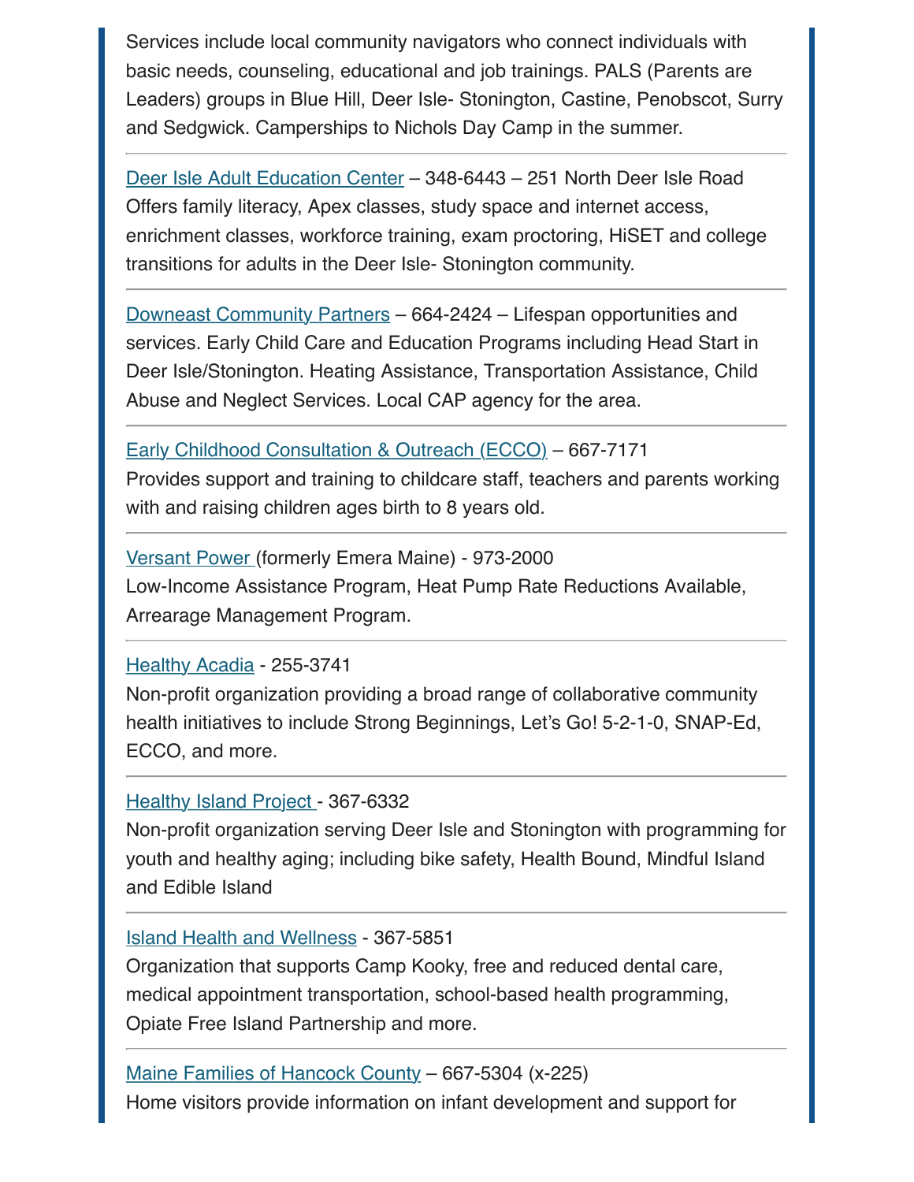Services include local community navigators who connect individuals with basic needs, counseling, educational and job trainings. PALS (Parents are Leaders) groups in Blue Hill, Deer Isle- Stonington, Castine, Penobscot, Surry and Sedgwick. Camperships to Nichols Day Camp in the summer.

---

Deer Isle Adult Education Center – 348-6443 – 251 North Deer Isle Road
Offers family literacy, Apex classes, study space and internet access, enrichment classes, workforce training, exam proctoring, HiSET and college transitions for adults in the Deer Isle- Stonington community.

---

Downeast Community Partners – 664-2424 – Lifespan opportunities and services. Early Child Care and Education Programs including Head Start in Deer Isle/Stonington. Heating Assistance, Transportation Assistance, Child Abuse and Neglect Services. Local CAP agency for the area.

---

Early Childhood Consultation & Outreach (ECCO) – 667-7171
Provides support and training to childcare staff, teachers and parents working with and raising children ages birth to 8 years old.

---

Versant Power (formerly Emera Maine) - 973-2000
Low-Income Assistance Program, Heat Pump Rate Reductions Available, Arrearage Management Program.

---

Healthy Acadia - 255-3741
Non-profit organization providing a broad range of collaborative community health initiatives to include Strong Beginnings, Let's Go! 5-2-1-0, SNAP-Ed, ECCO, and more.

---

Healthy Island Project - 367-6332
Non-profit organization serving Deer Isle and Stonington with programming for youth and healthy aging; including bike safety, Health Bound, Mindful Island and Edible Island

---

Island Health and Wellness - 367-5851
Organization that supports Camp Kooky, free and reduced dental care, medical appointment transportation, school-based health programming, Opiate Free Island Partnership and more.

---

Maine Families of Hancock County – 667-5304 (x-225)
Home visitors provide information on infant development and support for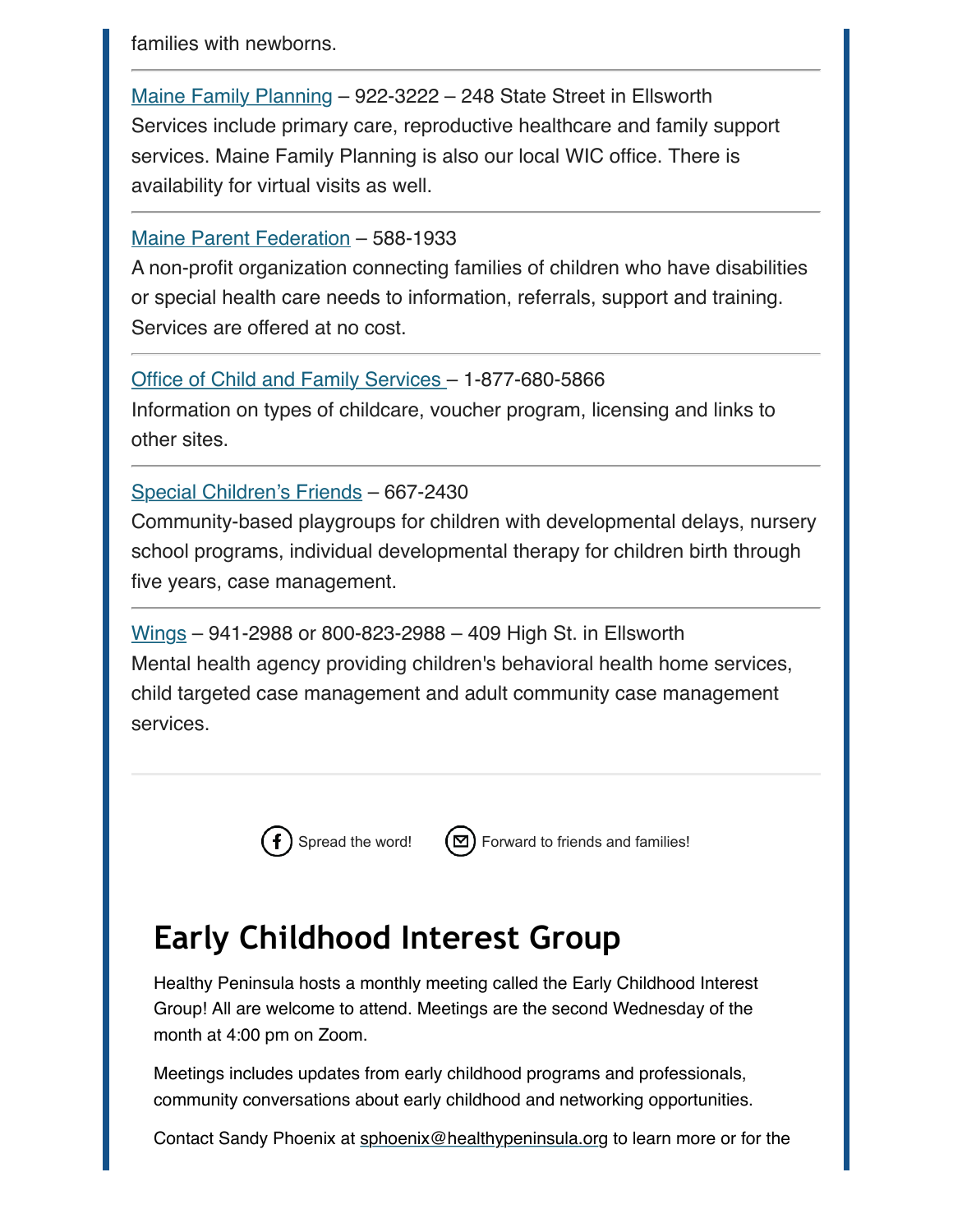families with newborns.

---

Maine Family Planning – 922-3222 – 248 State Street in Ellsworth
Services include primary care, reproductive healthcare and family support services. Maine Family Planning is also our local WIC office. There is availability for virtual visits as well.

---

Maine Parent Federation – 588-1933
A non-profit organization connecting families of children who have disabilities or special health care needs to information, referrals, support and training. Services are offered at no cost.

---

Office of Child and Family Services – 1-877-680-5866
Information on types of childcare, voucher program, licensing and links to other sites.

---

Special Children's Friends – 667-2430
Community-based playgroups for children with developmental delays, nursery school programs, individual developmental therapy for children birth through five years, case management.

---

Wings – 941-2988 or 800-823-2988 – 409 High St. in Ellsworth
Mental health agency providing children's behavioral health home services, child targeted case management and adult community case management services.

---

Spread the word! Forward to friends and families!

## Early Childhood Interest Group

Healthy Peninsula hosts a monthly meeting called the Early Childhood Interest Group! All are welcome to attend. Meetings are the second Wednesday of the month at 4:00 pm on Zoom.

Meetings includes updates from early childhood programs and professionals, community conversations about early childhood and networking opportunities.

Contact Sandy Phoenix at sphoenix@healthypeninsula.org to learn more or for the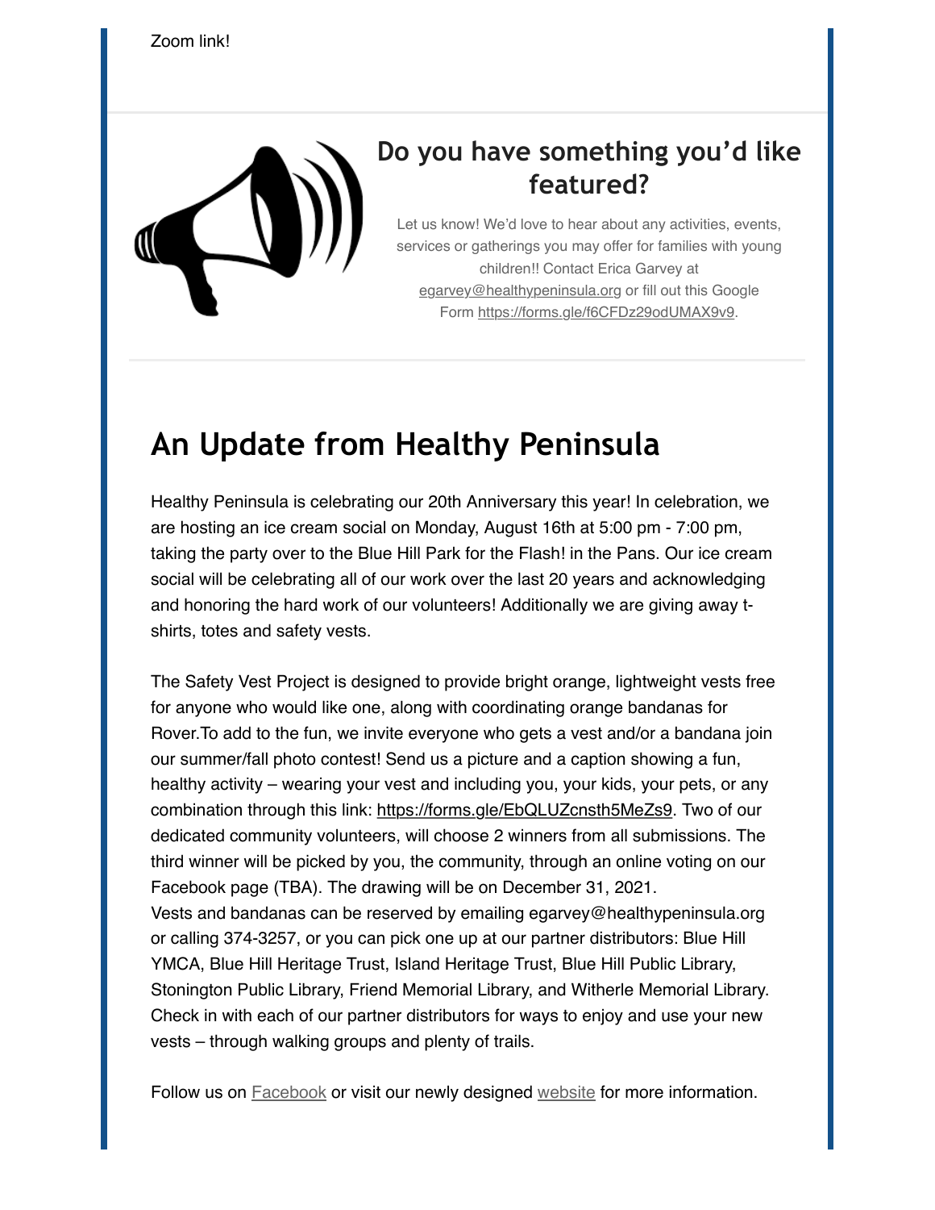Zoom link!

## Do you have something you'd like featured?

Let us know! We'd love to hear about any activities, events, services or gatherings you may offer for families with young children!! Contact Erica Garvey at egarvey@healthypeninsula.org or fill out this Google Form https://forms.gle/f6CFDz29odUMAX9v9.

# An Update from Healthy Peninsula

Healthy Peninsula is celebrating our 20th Anniversary this year! In celebration, we are hosting an ice cream social on Monday, August 16th at 5:00 pm - 7:00 pm, taking the party over to the Blue Hill Park for the Flash! in the Pans. Our ice cream social will be celebrating all of our work over the last 20 years and acknowledging and honoring the hard work of our volunteers! Additionally we are giving away t-shirts, totes and safety vests.

The Safety Vest Project is designed to provide bright orange, lightweight vests free for anyone who would like one, along with coordinating orange bandanas for Rover.To add to the fun, we invite everyone who gets a vest and/or a bandana join our summer/fall photo contest! Send us a picture and a caption showing a fun, healthy activity – wearing your vest and including you, your kids, your pets, or any combination through this link: https://forms.gle/EbQLUZcnsth5MeZs9. Two of our dedicated community volunteers, will choose 2 winners from all submissions. The third winner will be picked by you, the community, through an online voting on our Facebook page (TBA). The drawing will be on December 31, 2021.
Vests and bandanas can be reserved by emailing egarvey@healthypeninsula.org or calling 374-3257, or you can pick one up at our partner distributors: Blue Hill YMCA, Blue Hill Heritage Trust, Island Heritage Trust, Blue Hill Public Library, Stonington Public Library, Friend Memorial Library, and Witherle Memorial Library. Check in with each of our partner distributors for ways to enjoy and use your new vests – through walking groups and plenty of trails.

Follow us on Facebook or visit our newly designed website for more information.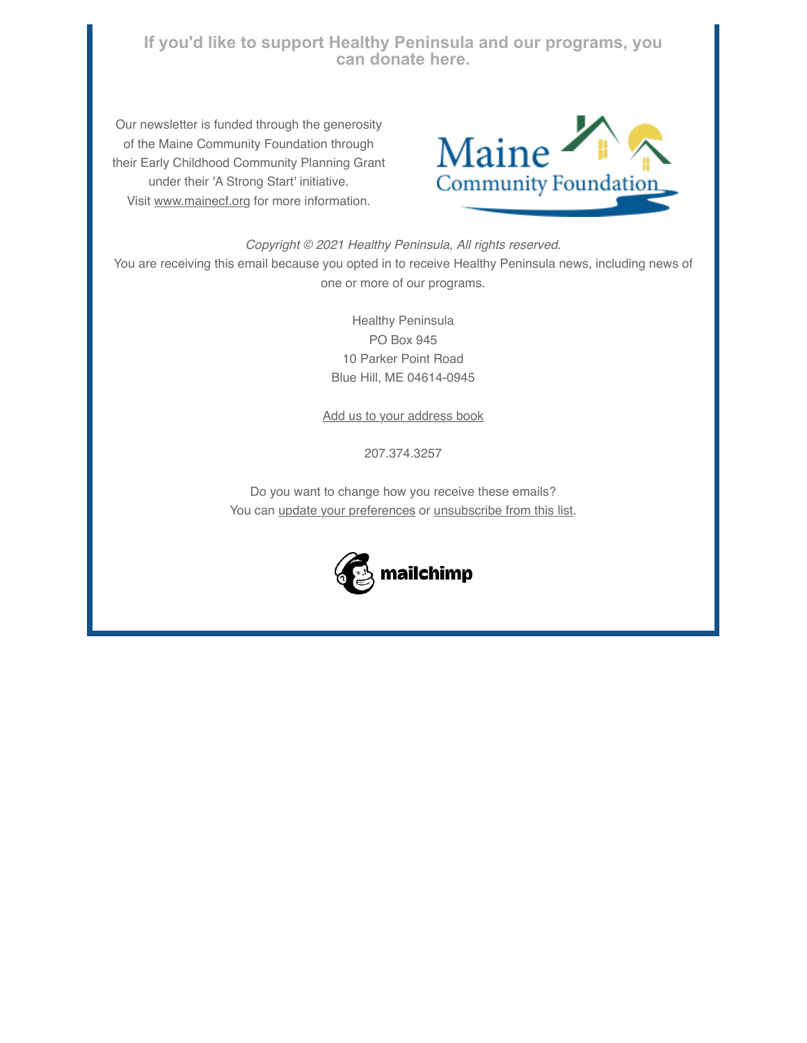**If you'd like to support Healthy Peninsula and our programs, you can donate here.**

Our newsletter is funded through the generosity of the Maine Community Foundation through their Early Childhood Community Planning Grant under their 'A Strong Start' initiative.
Visit www.mainecf.org for more information.

Maine Community Foundation

*Copyright © 2021 Healthy Peninsula, All rights reserved.*
You are receiving this email because you opted in to receive Healthy Peninsula news, including news of one or more of our programs.

Healthy Peninsula
PO Box 945
10 Parker Point Road
Blue Hill, ME 04614-0945

Add us to your address book

207.374.3257

Do you want to change how you receive these emails?
You can update your preferences or unsubscribe from this list.

mailchimp